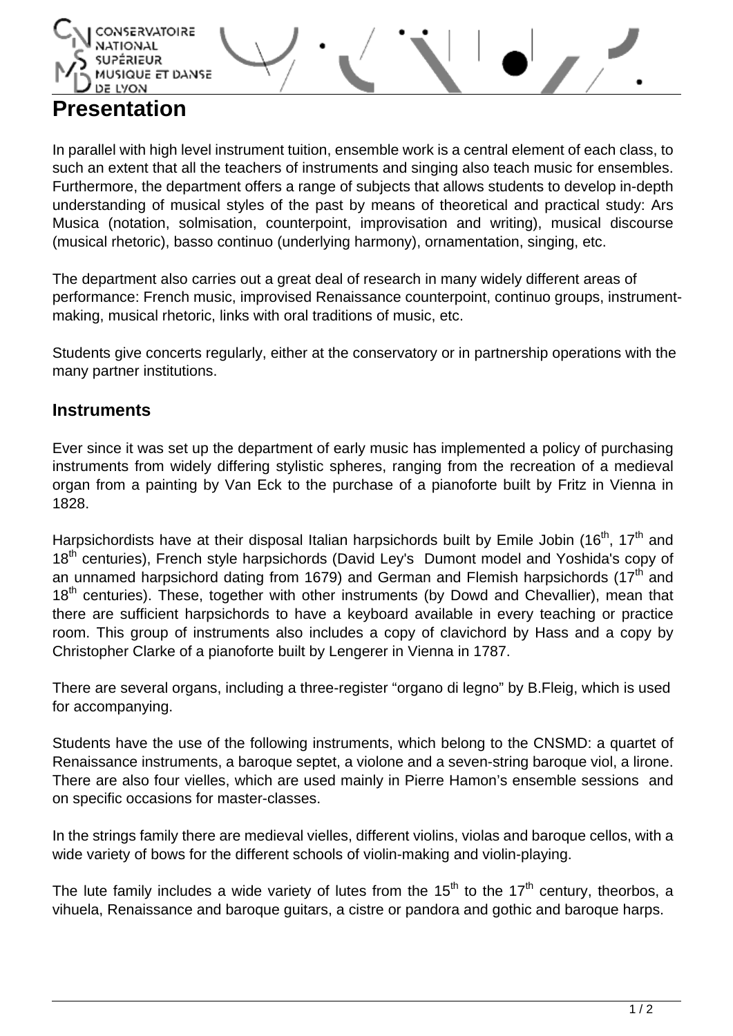# Presentation

In parallel with high level instrument tuition, ensemble work is a central element of each class, to such an extent that all the teachers of instruments and singing also teach music for ensembles. Furthermore, the department offers a range of subjects that allows students to develop in-depth understanding of musical styles of the past by means of theoretical and practical study: Ars Musica (notation, solmisation, counterpoint, improvisation and writing), musical discourse (musical rhetoric), basso continuo (underlying harmony), ornamentation, singing, etc.

The department also carries out a great deal of research in many widely different areas of performance: French music, improvised Renaissance counterpoint, continuo groups, instrument-making, musical rhetoric, links with oral traditions of music, etc.

Students give concerts regularly, either at the conservatory or in partnership operations with the many partner institutions.

## Instruments

Ever since it was set up the department of early music has implemented a policy of purchasing instruments from widely differing stylistic spheres, ranging from the recreation of a medieval organ from a painting by Van Eck to the purchase of a pianoforte built by Fritz in Vienna in 1828.

Harpsichordists have at their disposal Italian harpsichords built by Emile Jobin (16th, 17th and 18th centuries), French style harpsichords (David Ley's Dumont model and Yoshida's copy of an unnamed harpsichord dating from 1679) and German and Flemish harpsichords (17th and 18th centuries). These, together with other instruments (by Dowd and Chevallier), mean that there are sufficient harpsichords to have a keyboard available in every teaching or practice room. This group of instruments also includes a copy of clavichord by Hass and a copy by Christopher Clarke of a pianoforte built by Lengerer in Vienna in 1787.

There are several organs, including a three-register “organo di legno” by B.Fleig, which is used for accompanying.

Students have the use of the following instruments, which belong to the CNSMD: a quartet of Renaissance instruments, a baroque septet, a violone and a seven-string baroque viol, a lirone. There are also four vielles, which are used mainly in Pierre Hamon’s ensemble sessions and on specific occasions for master-classes.

In the strings family there are medieval vielles, different violins, violas and baroque cellos, with a wide variety of bows for the different schools of violin-making and violin-playing.

The lute family includes a wide variety of lutes from the 15th to the 17th century, theorbos, a vihuela, Renaissance and baroque guitars, a cistre or pandora and gothic and baroque harps.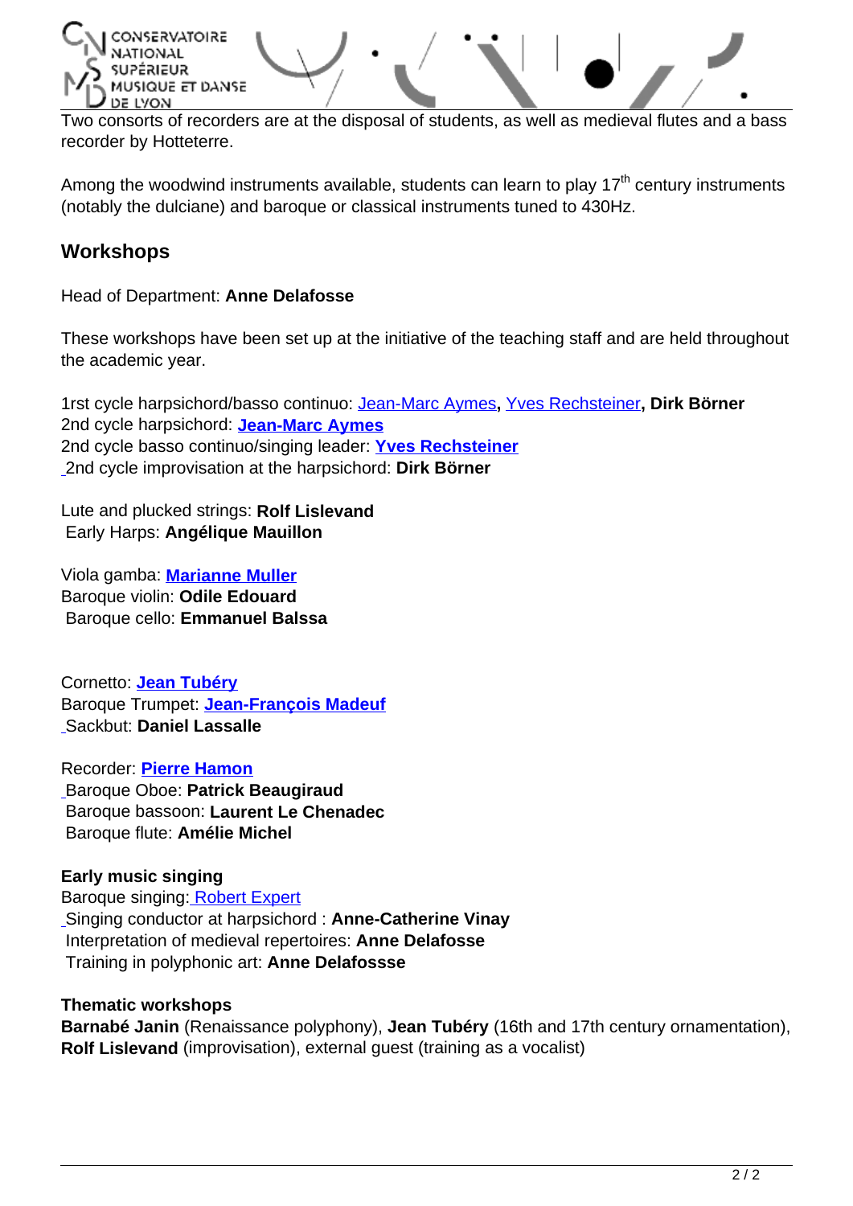Two consorts of recorders are at the disposal of students, as well as medieval flutes and a bass recorder by Hotteterre.

Among the woodwind instruments available, students can learn to play 17th century instruments (notably the dulciane) and baroque or classical instruments tuned to 430Hz.

## Workshops

Head of Department: **Anne Delafosse**

These workshops have been set up at the initiative of the teaching staff and are held throughout the academic year.

1rst cycle harpsichord/basso continuo: Jean-Marc Aymes**,** Yves Rechsteiner**, Dirk Börner**
2nd cycle harpsichord: **Jean-Marc Aymes**
2nd cycle basso continuo/singing leader: **Yves Rechsteiner**
2nd cycle improvisation at the harpsichord: **Dirk Börner**

Lute and plucked strings: **Rolf Lislevand**
Early Harps: **Angélique Mauillon**

Viola gamba: **Marianne Muller**
Baroque violin: **Odile Edouard**
Baroque cello: **Emmanuel Balssa**

Cornetto: **Jean Tubéry**
Baroque Trumpet: **Jean-François Madeuf**
Sackbut: **Daniel Lassalle**

Recorder: **Pierre Hamon**
Baroque Oboe: **Patrick Beaugiraud**
Baroque bassoon: **Laurent Le Chenadec**
Baroque flute: **Amélie Michel**

**Early music singing**
Baroque singing: Robert Expert
Singing conductor at harpsichord : **Anne-Catherine Vinay**
Interpretation of medieval repertoires: **Anne Delafosse**
Training in polyphonic art: **Anne Delafossse**

**Thematic workshops**
**Barnabé Janin** (Renaissance polyphony), **Jean Tubéry** (16th and 17th century ornamentation), **Rolf Lislevand** (improvisation), external guest (training as a vocalist)